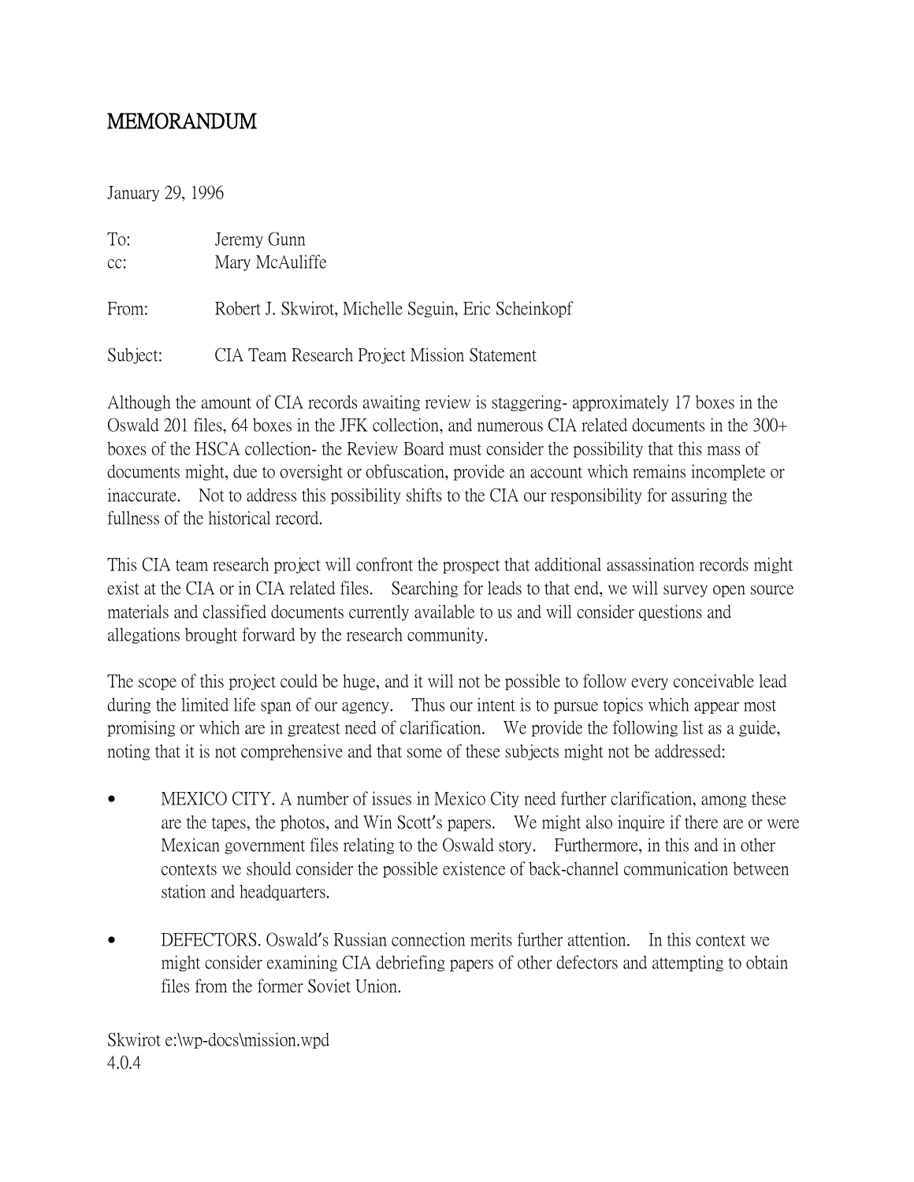# MEMORANDUM

January 29, 1996

To: Jeremy Gunn
cc: Mary McAuliffe

From: Robert J. Skwirot, Michelle Seguin, Eric Scheinkopf

Subject: CIA Team Research Project Mission Statement

Although the amount of CIA records awaiting review is staggering- approximately 17 boxes in the Oswald 201 files, 64 boxes in the JFK collection, and numerous CIA related documents in the 300+ boxes of the HSCA collection- the Review Board must consider the possibility that this mass of documents might, due to oversight or obfuscation, provide an account which remains incomplete or inaccurate. Not to address this possibility shifts to the CIA our responsibility for assuring the fullness of the historical record.

This CIA team research project will confront the prospect that additional assassination records might exist at the CIA or in CIA related files. Searching for leads to that end, we will survey open source materials and classified documents currently available to us and will consider questions and allegations brought forward by the research community.

The scope of this project could be huge, and it will not be possible to follow every conceivable lead during the limited life span of our agency. Thus our intent is to pursue topics which appear most promising or which are in greatest need of clarification. We provide the following list as a guide, noting that it is not comprehensive and that some of these subjects might not be addressed:

- MEXICO CITY. A number of issues in Mexico City need further clarification, among these are the tapes, the photos, and Win Scott's papers. We might also inquire if there are or were Mexican government files relating to the Oswald story. Furthermore, in this and in other contexts we should consider the possible existence of back-channel communication between station and headquarters.

- DEFECTORS. Oswald's Russian connection merits further attention. In this context we might consider examining CIA debriefing papers of other defectors and attempting to obtain files from the former Soviet Union.

Skwirot e:\wp-docs\mission.wpd
4.0.4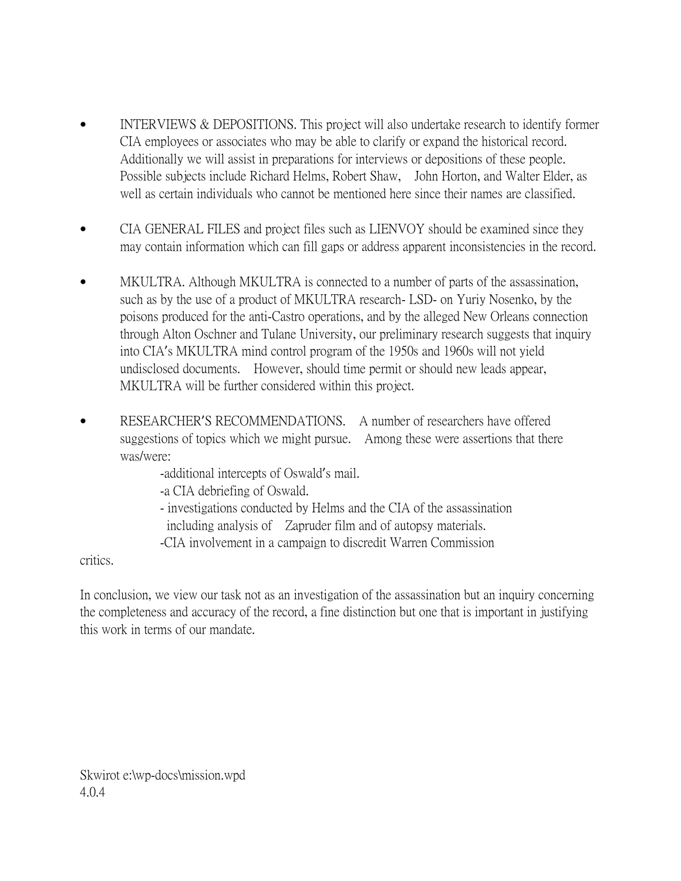- INTERVIEWS & DEPOSITIONS. This project will also undertake research to identify former CIA employees or associates who may be able to clarify or expand the historical record. Additionally we will assist in preparations for interviews or depositions of these people. Possible subjects include Richard Helms, Robert Shaw, John Horton, and Walter Elder, as well as certain individuals who cannot be mentioned here since their names are classified.

- CIA GENERAL FILES and project files such as LIENVOY should be examined since they may contain information which can fill gaps or address apparent inconsistencies in the record.

- MKULTRA. Although MKULTRA is connected to a number of parts of the assassination, such as by the use of a product of MKULTRA research- LSD- on Yuriy Nosenko, by the poisons produced for the anti-Castro operations, and by the alleged New Orleans connection through Alton Oschner and Tulane University, our preliminary research suggests that inquiry into CIA's MKULTRA mind control program of the 1950s and 1960s will not yield undisclosed documents. However, should time permit or should new leads appear, MKULTRA will be further considered within this project.

- RESEARCHER'S RECOMMENDATIONS. A number of researchers have offered suggestions of topics which we might pursue. Among these were assertions that there was/were:
  - -additional intercepts of Oswald's mail.
  - -a CIA debriefing of Oswald.
  - - investigations conducted by Helms and the CIA of the assassination including analysis of Zapruder film and of autopsy materials.
  - -CIA involvement in a campaign to discredit Warren Commission critics.

In conclusion, we view our task not as an investigation of the assassination but an inquiry concerning the completeness and accuracy of the record, a fine distinction but one that is important in justifying this work in terms of our mandate.

Skwirot e:\wp-docs\mission.wpd
4.0.4